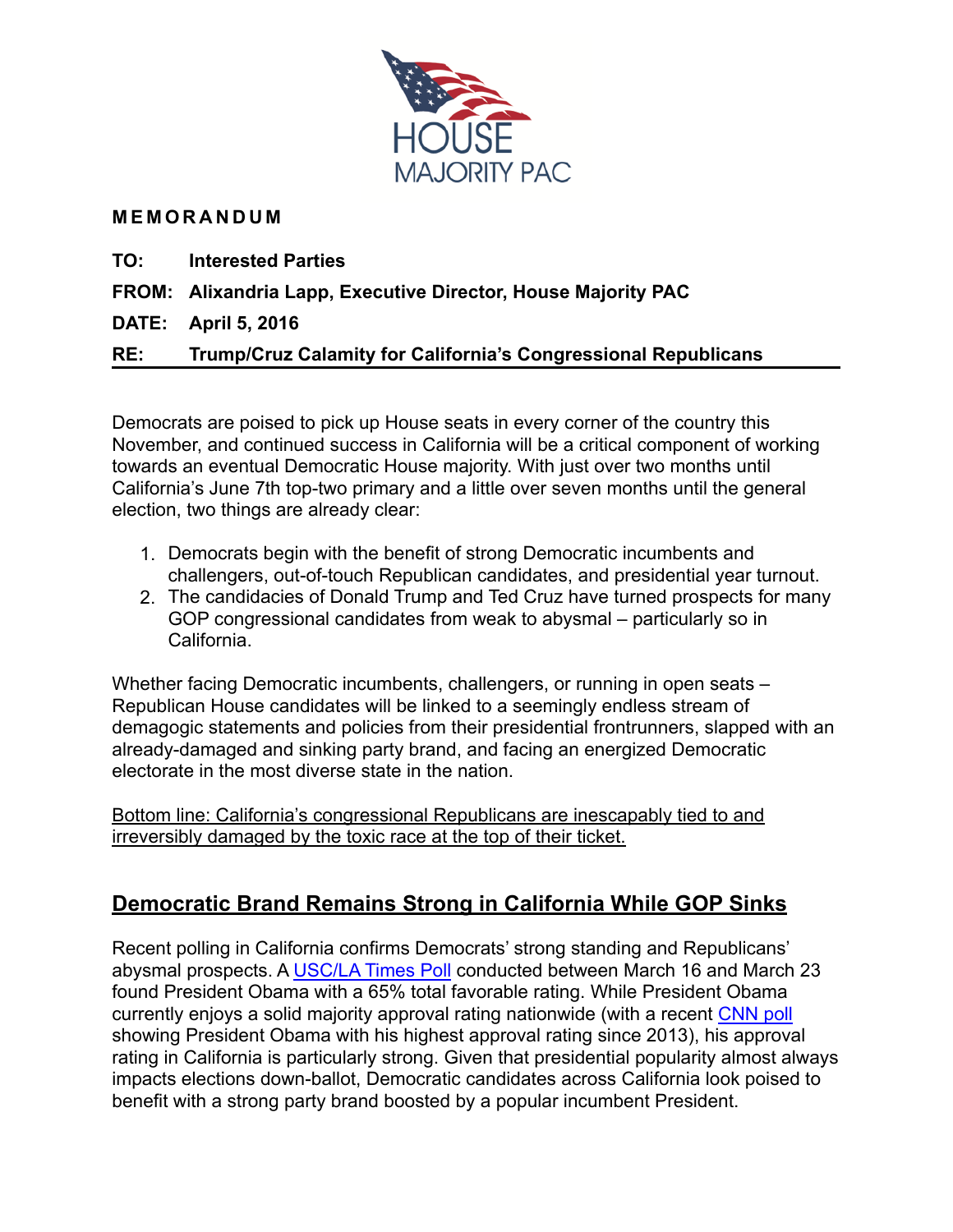HOUSE MAJORITY PAC

**MEMORANDUM**

**TO:** **Interested Parties**

**FROM:** **Alixandria Lapp, Executive Director, House Majority PAC**

**DATE:** **April 5, 2016**

**RE:** **Trump/Cruz Calamity for California's Congressional Republicans**

Democrats are poised to pick up House seats in every corner of the country this November, and continued success in California will be a critical component of working towards an eventual Democratic House majority. With just over two months until California's June 7th top-two primary and a little over seven months until the general election, two things are already clear:

1. Democrats begin with the benefit of strong Democratic incumbents and challengers, out-of-touch Republican candidates, and presidential year turnout.
2. The candidacies of Donald Trump and Ted Cruz have turned prospects for many GOP congressional candidates from weak to abysmal – particularly so in California.

Whether facing Democratic incumbents, challengers, or running in open seats – Republican House candidates will be linked to a seemingly endless stream of demagogic statements and policies from their presidential frontrunners, slapped with an already-damaged and sinking party brand, and facing an energized Democratic electorate in the most diverse state in the nation.

Bottom line: California's congressional Republicans are inescapably tied to and irreversibly damaged by the toxic race at the top of their ticket.

## Democratic Brand Remains Strong in California While GOP Sinks

Recent polling in California confirms Democrats' strong standing and Republicans' abysmal prospects. A USC/LA Times Poll conducted between March 16 and March 23 found President Obama with a 65% total favorable rating. While President Obama currently enjoys a solid majority approval rating nationwide (with a recent CNN poll showing President Obama with his highest approval rating since 2013), his approval rating in California is particularly strong. Given that presidential popularity almost always impacts elections down-ballot, Democratic candidates across California look poised to benefit with a strong party brand boosted by a popular incumbent President.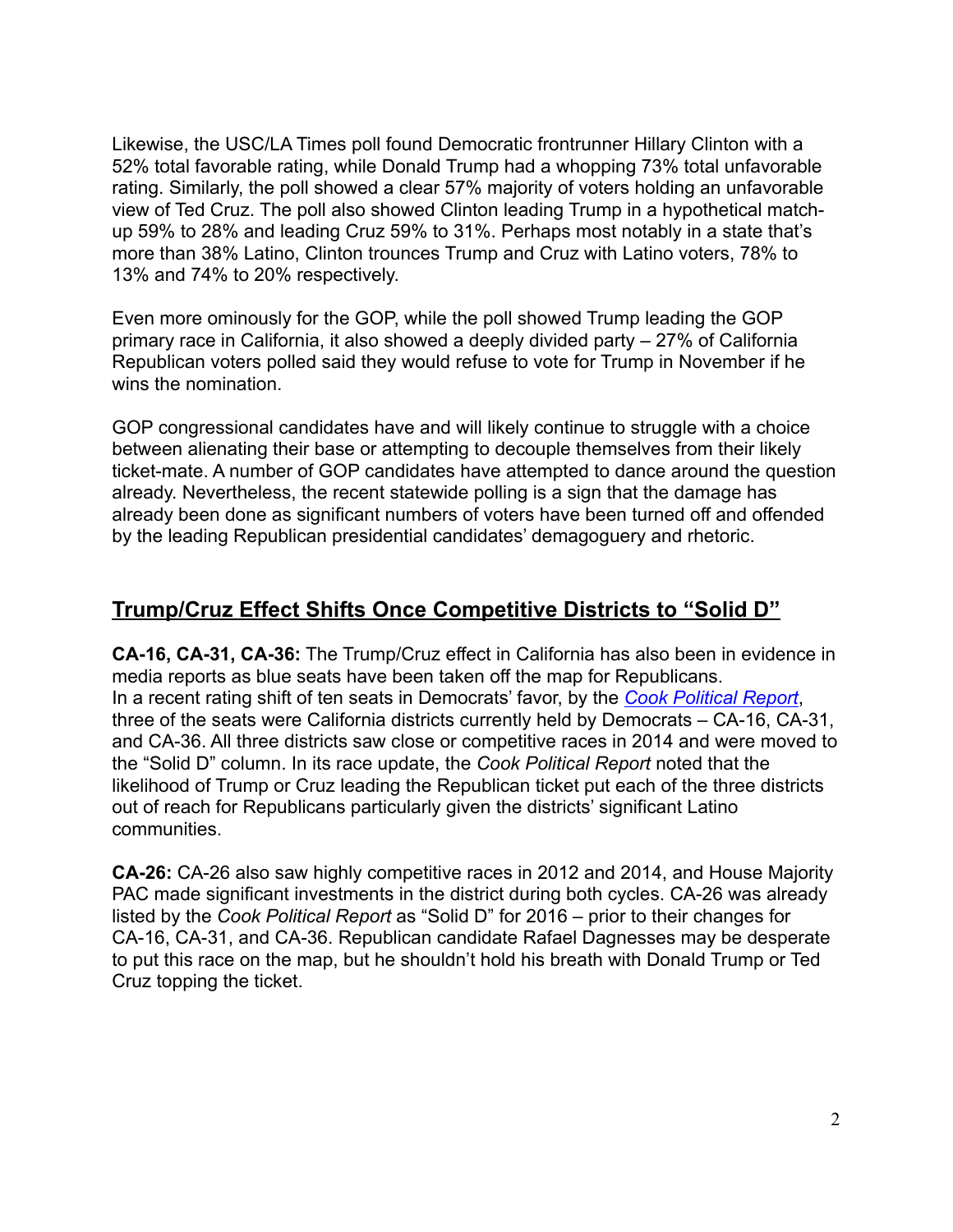Likewise, the USC/LA Times poll found Democratic frontrunner Hillary Clinton with a 52% total favorable rating, while Donald Trump had a whopping 73% total unfavorable rating. Similarly, the poll showed a clear 57% majority of voters holding an unfavorable view of Ted Cruz. The poll also showed Clinton leading Trump in a hypothetical match-up 59% to 28% and leading Cruz 59% to 31%. Perhaps most notably in a state that's more than 38% Latino, Clinton trounces Trump and Cruz with Latino voters, 78% to 13% and 74% to 20% respectively.

Even more ominously for the GOP, while the poll showed Trump leading the GOP primary race in California, it also showed a deeply divided party – 27% of California Republican voters polled said they would refuse to vote for Trump in November if he wins the nomination.

GOP congressional candidates have and will likely continue to struggle with a choice between alienating their base or attempting to decouple themselves from their likely ticket-mate. A number of GOP candidates have attempted to dance around the question already. Nevertheless, the recent statewide polling is a sign that the damage has already been done as significant numbers of voters have been turned off and offended by the leading Republican presidential candidates' demagoguery and rhetoric.

## Trump/Cruz Effect Shifts Once Competitive Districts to "Solid D"

**CA-16, CA-31, CA-36:** The Trump/Cruz effect in California has also been in evidence in media reports as blue seats have been taken off the map for Republicans. In a recent rating shift of ten seats in Democrats' favor, by the *Cook Political Report*, three of the seats were California districts currently held by Democrats – CA-16, CA-31, and CA-36. All three districts saw close or competitive races in 2014 and were moved to the "Solid D" column. In its race update, the *Cook Political Report* noted that the likelihood of Trump or Cruz leading the Republican ticket put each of the three districts out of reach for Republicans particularly given the districts' significant Latino communities.

**CA-26:** CA-26 also saw highly competitive races in 2012 and 2014, and House Majority PAC made significant investments in the district during both cycles. CA-26 was already listed by the *Cook Political Report* as "Solid D" for 2016 – prior to their changes for CA-16, CA-31, and CA-36. Republican candidate Rafael Dagnesses may be desperate to put this race on the map, but he shouldn't hold his breath with Donald Trump or Ted Cruz topping the ticket.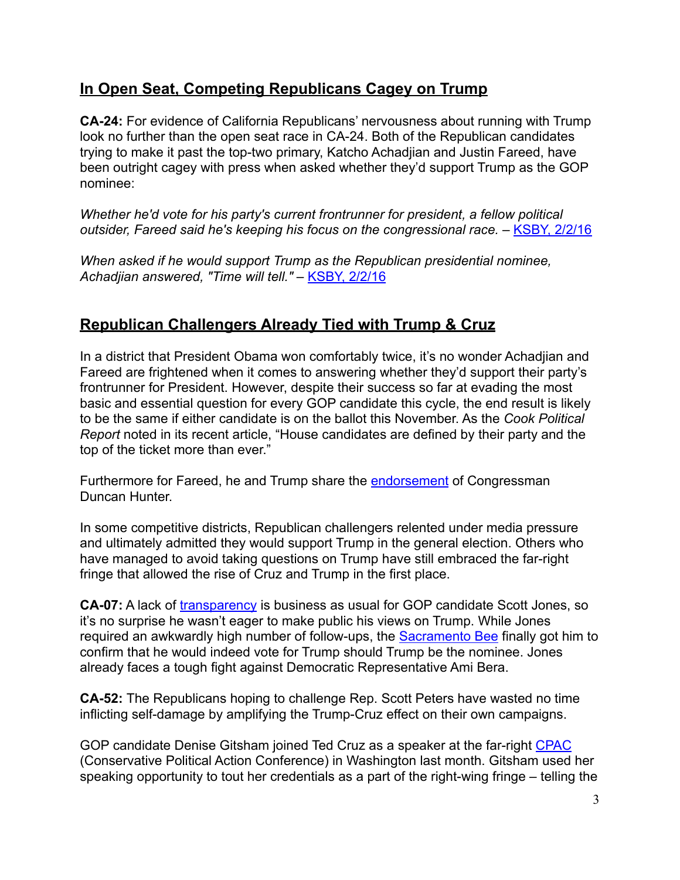## In Open Seat, Competing Republicans Cagey on Trump

**CA-24:** For evidence of California Republicans' nervousness about running with Trump look no further than the open seat race in CA-24. Both of the Republican candidates trying to make it past the top-two primary, Katcho Achadjian and Justin Fareed, have been outright cagey with press when asked whether they'd support Trump as the GOP nominee:

*Whether he'd vote for his party's current frontrunner for president, a fellow political outsider, Fareed said he's keeping his focus on the congressional race.* – KSBY, 2/2/16

*When asked if he would support Trump as the Republican presidential nominee, Achadjian answered, "Time will tell."* – KSBY, 2/2/16

## Republican Challengers Already Tied with Trump & Cruz

In a district that President Obama won comfortably twice, it's no wonder Achadjian and Fareed are frightened when it comes to answering whether they'd support their party's frontrunner for President. However, despite their success so far at evading the most basic and essential question for every GOP candidate this cycle, the end result is likely to be the same if either candidate is on the ballot this November. As the *Cook Political Report* noted in its recent article, "House candidates are defined by their party and the top of the ticket more than ever."

Furthermore for Fareed, he and Trump share the endorsement of Congressman Duncan Hunter.

In some competitive districts, Republican challengers relented under media pressure and ultimately admitted they would support Trump in the general election. Others who have managed to avoid taking questions on Trump have still embraced the far-right fringe that allowed the rise of Cruz and Trump in the first place.

**CA-07:** A lack of transparency is business as usual for GOP candidate Scott Jones, so it's no surprise he wasn't eager to make public his views on Trump. While Jones required an awkwardly high number of follow-ups, the Sacramento Bee finally got him to confirm that he would indeed vote for Trump should Trump be the nominee. Jones already faces a tough fight against Democratic Representative Ami Bera.

**CA-52:** The Republicans hoping to challenge Rep. Scott Peters have wasted no time inflicting self-damage by amplifying the Trump-Cruz effect on their own campaigns.

GOP candidate Denise Gitsham joined Ted Cruz as a speaker at the far-right CPAC (Conservative Political Action Conference) in Washington last month. Gitsham used her speaking opportunity to tout her credentials as a part of the right-wing fringe – telling the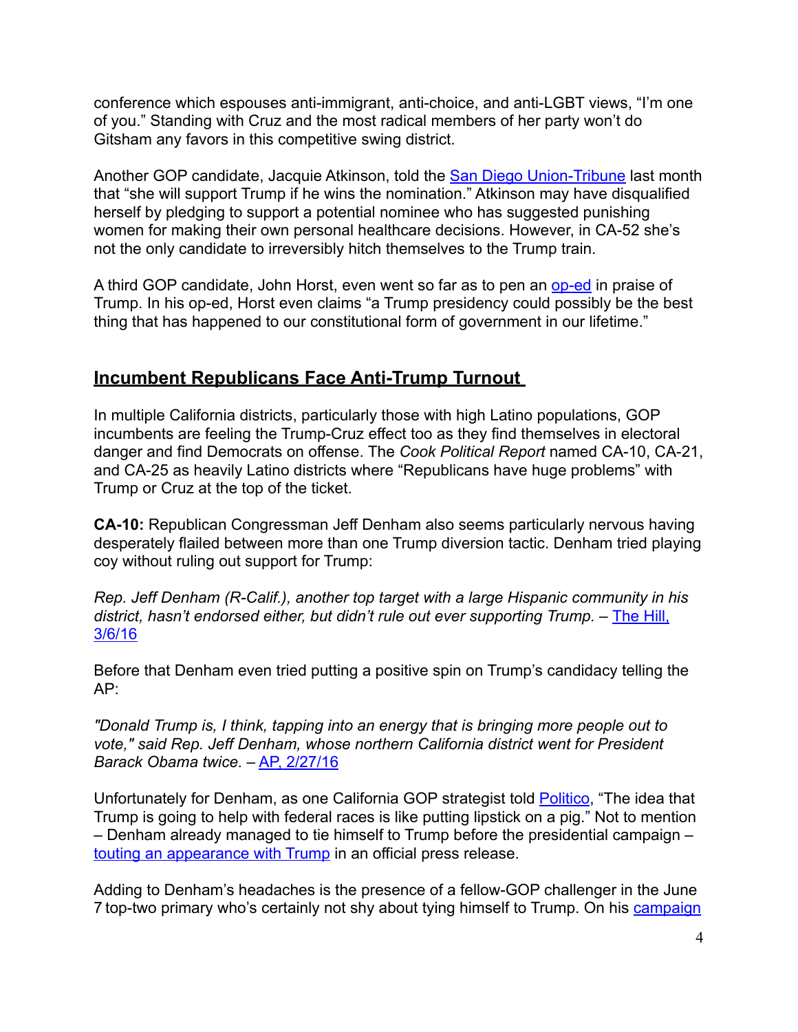conference which espouses anti-immigrant, anti-choice, and anti-LGBT views, "I'm one of you." Standing with Cruz and the most radical members of her party won't do Gitsham any favors in this competitive swing district.

Another GOP candidate, Jacquie Atkinson, told the San Diego Union-Tribune last month that "she will support Trump if he wins the nomination." Atkinson may have disqualified herself by pledging to support a potential nominee who has suggested punishing women for making their own personal healthcare decisions. However, in CA-52 she's not the only candidate to irreversibly hitch themselves to the Trump train.

A third GOP candidate, John Horst, even went so far as to pen an op-ed in praise of Trump. In his op-ed, Horst even claims "a Trump presidency could possibly be the best thing that has happened to our constitutional form of government in our lifetime."

## Incumbent Republicans Face Anti-Trump Turnout

In multiple California districts, particularly those with high Latino populations, GOP incumbents are feeling the Trump-Cruz effect too as they find themselves in electoral danger and find Democrats on offense. The *Cook Political Report* named CA-10, CA-21, and CA-25 as heavily Latino districts where "Republicans have huge problems" with Trump or Cruz at the top of the ticket.

**CA-10:** Republican Congressman Jeff Denham also seems particularly nervous having desperately flailed between more than one Trump diversion tactic. Denham tried playing coy without ruling out support for Trump:

*Rep. Jeff Denham (R-Calif.), another top target with a large Hispanic community in his district, hasn't endorsed either, but didn't rule out ever supporting Trump.* – The Hill, 3/6/16

Before that Denham even tried putting a positive spin on Trump's candidacy telling the AP:

*"Donald Trump is, I think, tapping into an energy that is bringing more people out to vote," said Rep. Jeff Denham, whose northern California district went for President Barack Obama twice.* – AP, 2/27/16

Unfortunately for Denham, as one California GOP strategist told Politico, "The idea that Trump is going to help with federal races is like putting lipstick on a pig." Not to mention – Denham already managed to tie himself to Trump before the presidential campaign – touting an appearance with Trump in an official press release.

Adding to Denham's headaches is the presence of a fellow-GOP challenger in the June 7 top-two primary who's certainly not shy about tying himself to Trump. On his campaign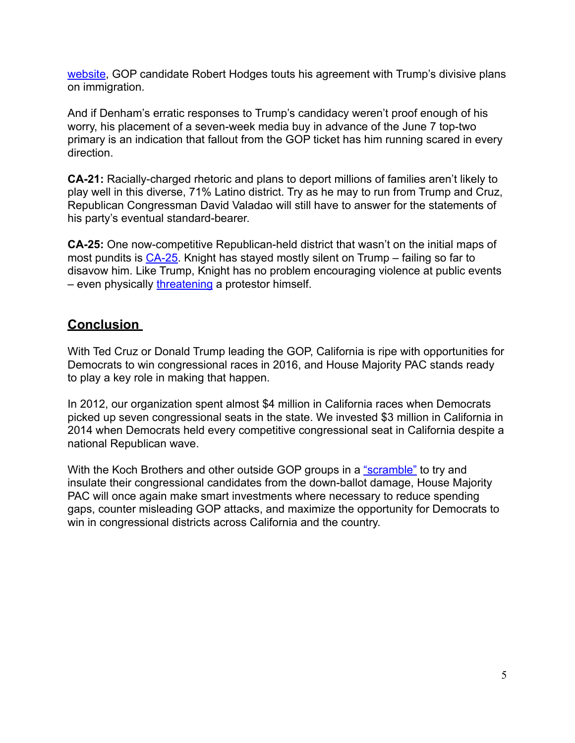website, GOP candidate Robert Hodges touts his agreement with Trump's divisive plans on immigration.

And if Denham's erratic responses to Trump's candidacy weren't proof enough of his worry, his placement of a seven-week media buy in advance of the June 7 top-two primary is an indication that fallout from the GOP ticket has him running scared in every direction.

**CA-21:** Racially-charged rhetoric and plans to deport millions of families aren't likely to play well in this diverse, 71% Latino district. Try as he may to run from Trump and Cruz, Republican Congressman David Valadao will still have to answer for the statements of his party's eventual standard-bearer.

**CA-25:** One now-competitive Republican-held district that wasn't on the initial maps of most pundits is CA-25. Knight has stayed mostly silent on Trump – failing so far to disavow him. Like Trump, Knight has no problem encouraging violence at public events – even physically threatening a protestor himself.

## Conclusion

With Ted Cruz or Donald Trump leading the GOP, California is ripe with opportunities for Democrats to win congressional races in 2016, and House Majority PAC stands ready to play a key role in making that happen.

In 2012, our organization spent almost $4 million in California races when Democrats picked up seven congressional seats in the state. We invested $3 million in California in 2014 when Democrats held every competitive congressional seat in California despite a national Republican wave.

With the Koch Brothers and other outside GOP groups in a "scramble" to try and insulate their congressional candidates from the down-ballot damage, House Majority PAC will once again make smart investments where necessary to reduce spending gaps, counter misleading GOP attacks, and maximize the opportunity for Democrats to win in congressional districts across California and the country.